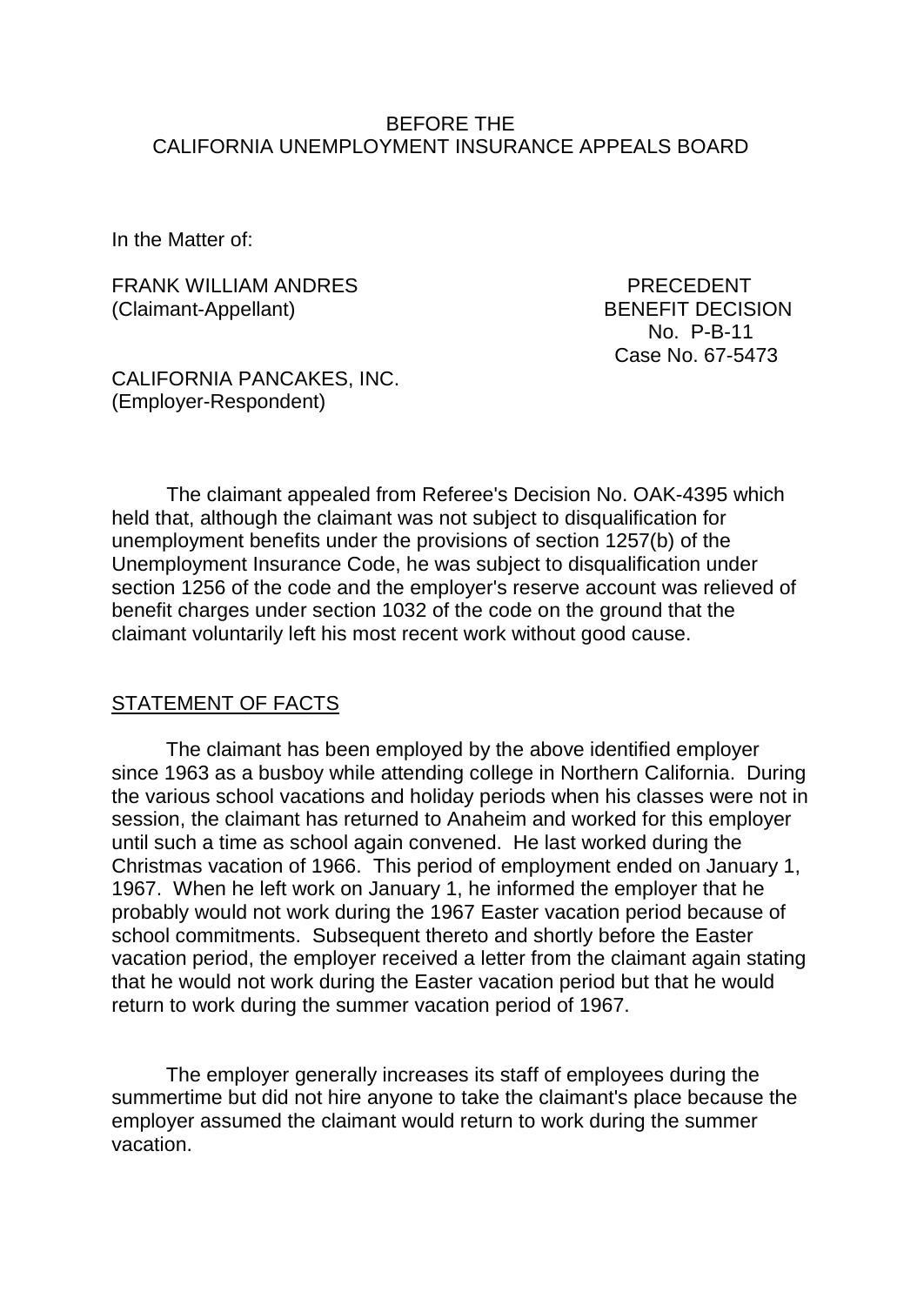BEFORE THE
CALIFORNIA UNEMPLOYMENT INSURANCE APPEALS BOARD

In the Matter of:

FRANK WILLIAM ANDRES
(Claimant-Appellant)

PRECEDENT
BENEFIT DECISION
No. P-B-11
Case No. 67-5473

CALIFORNIA PANCAKES, INC.
(Employer-Respondent)

The claimant appealed from Referee's Decision No. OAK-4395 which held that, although the claimant was not subject to disqualification for unemployment benefits under the provisions of section 1257(b) of the Unemployment Insurance Code, he was subject to disqualification under section 1256 of the code and the employer's reserve account was relieved of benefit charges under section 1032 of the code on the ground that the claimant voluntarily left his most recent work without good cause.

## STATEMENT OF FACTS

The claimant has been employed by the above identified employer since 1963 as a busboy while attending college in Northern California. During the various school vacations and holiday periods when his classes were not in session, the claimant has returned to Anaheim and worked for this employer until such a time as school again convened. He last worked during the Christmas vacation of 1966. This period of employment ended on January 1, 1967. When he left work on January 1, he informed the employer that he probably would not work during the 1967 Easter vacation period because of school commitments. Subsequent thereto and shortly before the Easter vacation period, the employer received a letter from the claimant again stating that he would not work during the Easter vacation period but that he would return to work during the summer vacation period of 1967.

The employer generally increases its staff of employees during the summertime but did not hire anyone to take the claimant's place because the employer assumed the claimant would return to work during the summer vacation.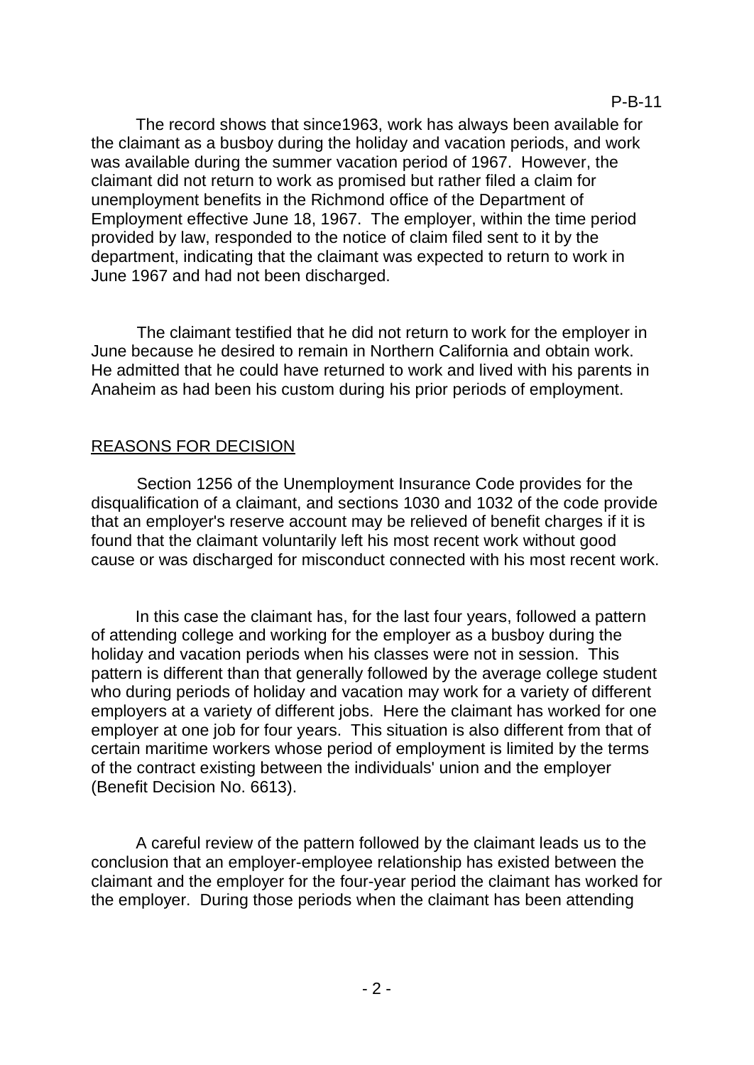The record shows that since1963, work has always been available for the claimant as a busboy during the holiday and vacation periods, and work was available during the summer vacation period of 1967. However, the claimant did not return to work as promised but rather filed a claim for unemployment benefits in the Richmond office of the Department of Employment effective June 18, 1967. The employer, within the time period provided by law, responded to the notice of claim filed sent to it by the department, indicating that the claimant was expected to return to work in June 1967 and had not been discharged.

The claimant testified that he did not return to work for the employer in June because he desired to remain in Northern California and obtain work. He admitted that he could have returned to work and lived with his parents in Anaheim as had been his custom during his prior periods of employment.

## REASONS FOR DECISION

Section 1256 of the Unemployment Insurance Code provides for the disqualification of a claimant, and sections 1030 and 1032 of the code provide that an employer's reserve account may be relieved of benefit charges if it is found that the claimant voluntarily left his most recent work without good cause or was discharged for misconduct connected with his most recent work.

In this case the claimant has, for the last four years, followed a pattern of attending college and working for the employer as a busboy during the holiday and vacation periods when his classes were not in session. This pattern is different than that generally followed by the average college student who during periods of holiday and vacation may work for a variety of different employers at a variety of different jobs. Here the claimant has worked for one employer at one job for four years. This situation is also different from that of certain maritime workers whose period of employment is limited by the terms of the contract existing between the individuals' union and the employer (Benefit Decision No. 6613).

A careful review of the pattern followed by the claimant leads us to the conclusion that an employer-employee relationship has existed between the claimant and the employer for the four-year period the claimant has worked for the employer. During those periods when the claimant has been attending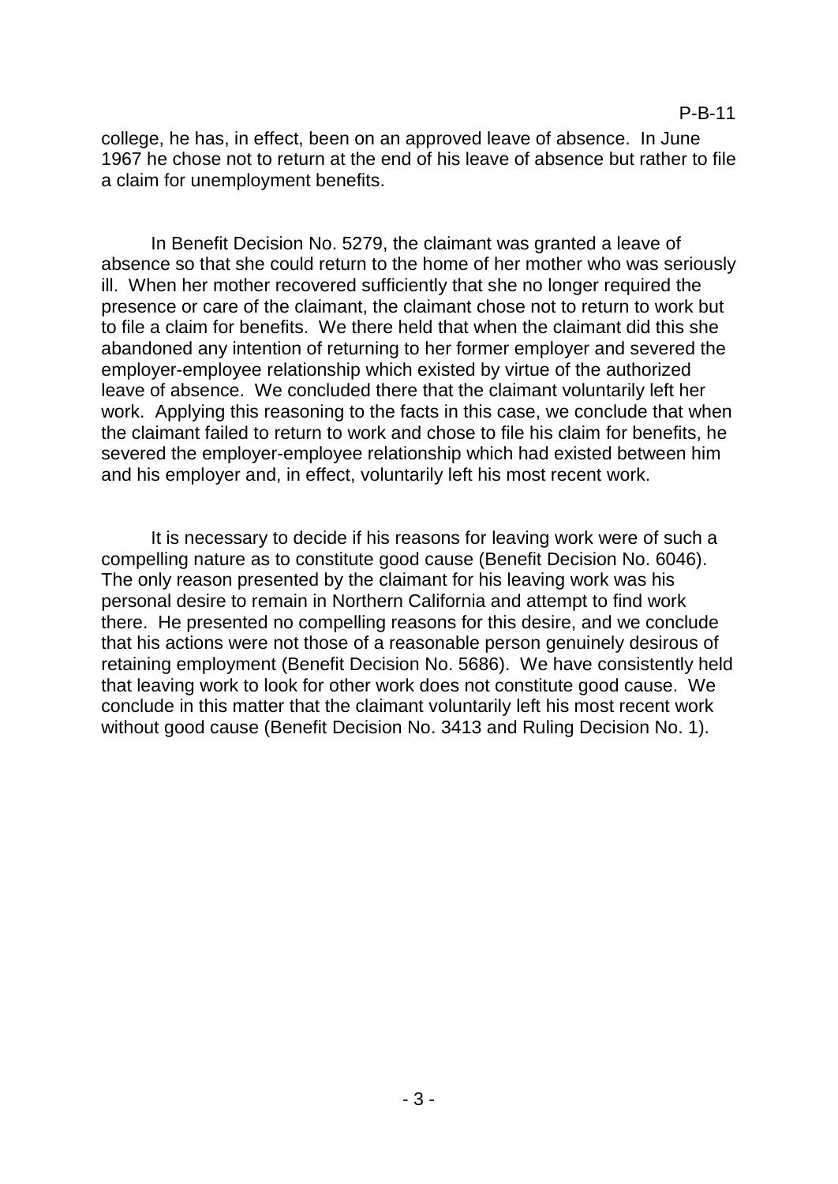college, he has, in effect, been on an approved leave of absence. In June 1967 he chose not to return at the end of his leave of absence but rather to file a claim for unemployment benefits.

In Benefit Decision No. 5279, the claimant was granted a leave of absence so that she could return to the home of her mother who was seriously ill. When her mother recovered sufficiently that she no longer required the presence or care of the claimant, the claimant chose not to return to work but to file a claim for benefits. We there held that when the claimant did this she abandoned any intention of returning to her former employer and severed the employer-employee relationship which existed by virtue of the authorized leave of absence. We concluded there that the claimant voluntarily left her work. Applying this reasoning to the facts in this case, we conclude that when the claimant failed to return to work and chose to file his claim for benefits, he severed the employer-employee relationship which had existed between him and his employer and, in effect, voluntarily left his most recent work.

It is necessary to decide if his reasons for leaving work were of such a compelling nature as to constitute good cause (Benefit Decision No. 6046). The only reason presented by the claimant for his leaving work was his personal desire to remain in Northern California and attempt to find work there. He presented no compelling reasons for this desire, and we conclude that his actions were not those of a reasonable person genuinely desirous of retaining employment (Benefit Decision No. 5686). We have consistently held that leaving work to look for other work does not constitute good cause. We conclude in this matter that the claimant voluntarily left his most recent work without good cause (Benefit Decision No. 3413 and Ruling Decision No. 1).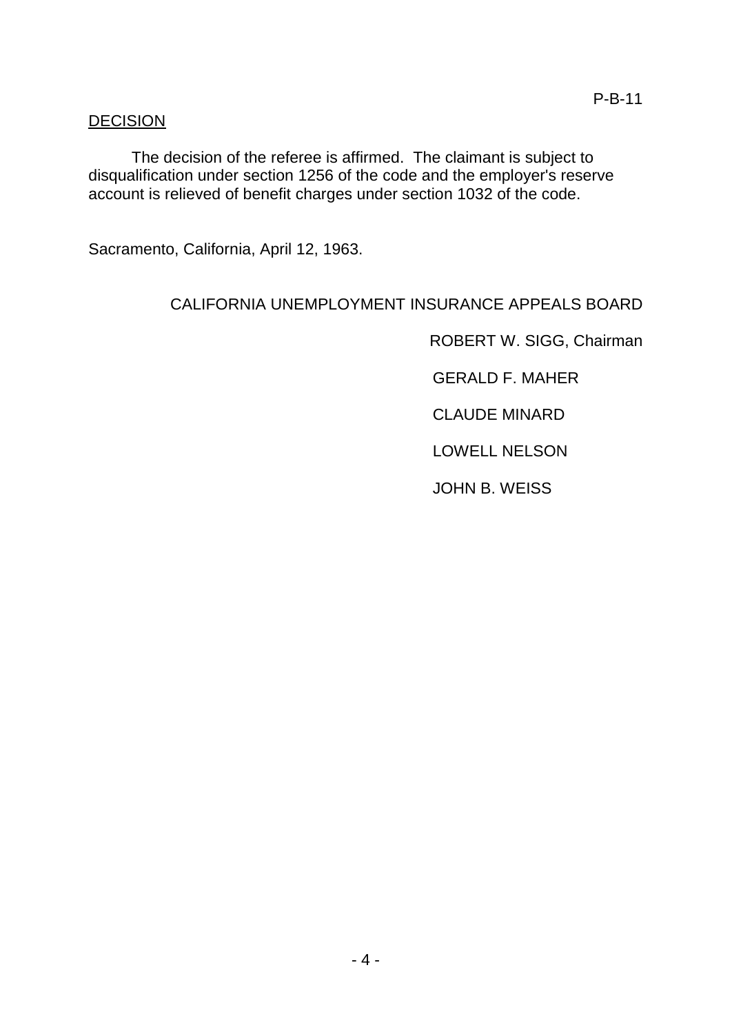P-B-11

DECISION

The decision of the referee is affirmed. The claimant is subject to disqualification under section 1256 of the code and the employer's reserve account is relieved of benefit charges under section 1032 of the code.

Sacramento, California, April 12, 1963.

CALIFORNIA UNEMPLOYMENT INSURANCE APPEALS BOARD

ROBERT W. SIGG, Chairman

GERALD F. MAHER

CLAUDE MINARD

LOWELL NELSON

JOHN B. WEISS